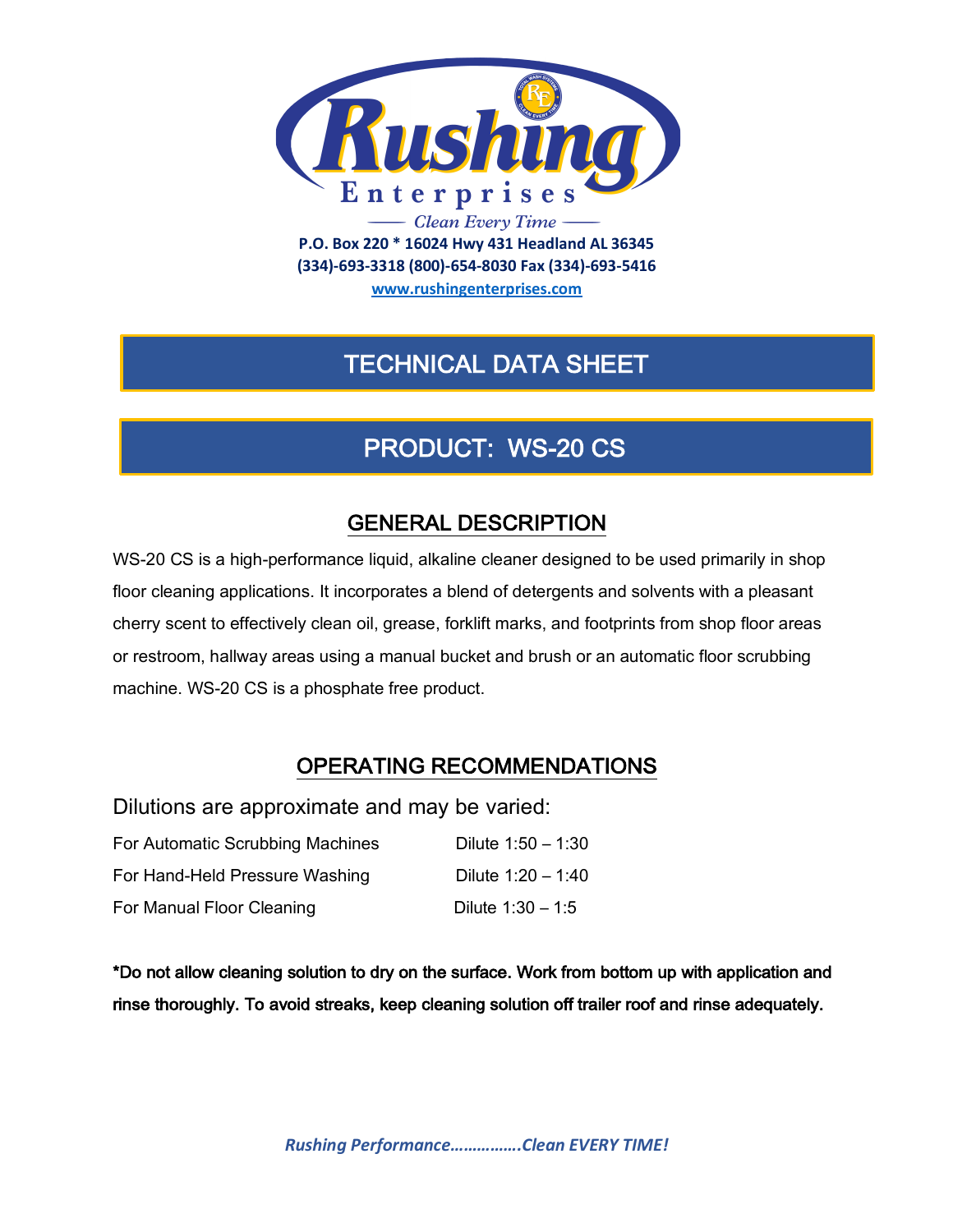# Rushing Enterprises

*Clean Every Time*

**P.O. Box 220 * 16024 Hwy 431 Headland AL 36345**
**(334)-693-3318 (800)-654-8030 Fax (334)-693-5416**
**www.rushingenterprises.com**

# TECHNICAL DATA SHEET

# PRODUCT: WS-20 CS

## GENERAL DESCRIPTION

WS-20 CS is a high-performance liquid, alkaline cleaner designed to be used primarily in shop floor cleaning applications. It incorporates a blend of detergents and solvents with a pleasant cherry scent to effectively clean oil, grease, forklift marks, and footprints from shop floor areas or restroom, hallway areas using a manual bucket and brush or an automatic floor scrubbing machine. WS-20 CS is a phosphate free product.

## OPERATING RECOMMENDATIONS

Dilutions are approximate and may be varied:

| | |
|---|---|
| For Automatic Scrubbing Machines | Dilute 1:50 – 1:30 |
| For Hand-Held Pressure Washing | Dilute 1:20 – 1:40 |
| For Manual Floor Cleaning | Dilute 1:30 – 1:5 |

**\*Do not allow cleaning solution to dry on the surface. Work from bottom up with application and rinse thoroughly. To avoid streaks, keep cleaning solution off trailer roof and rinse adequately.**

***Rushing Performance…………….Clean EVERY TIME!***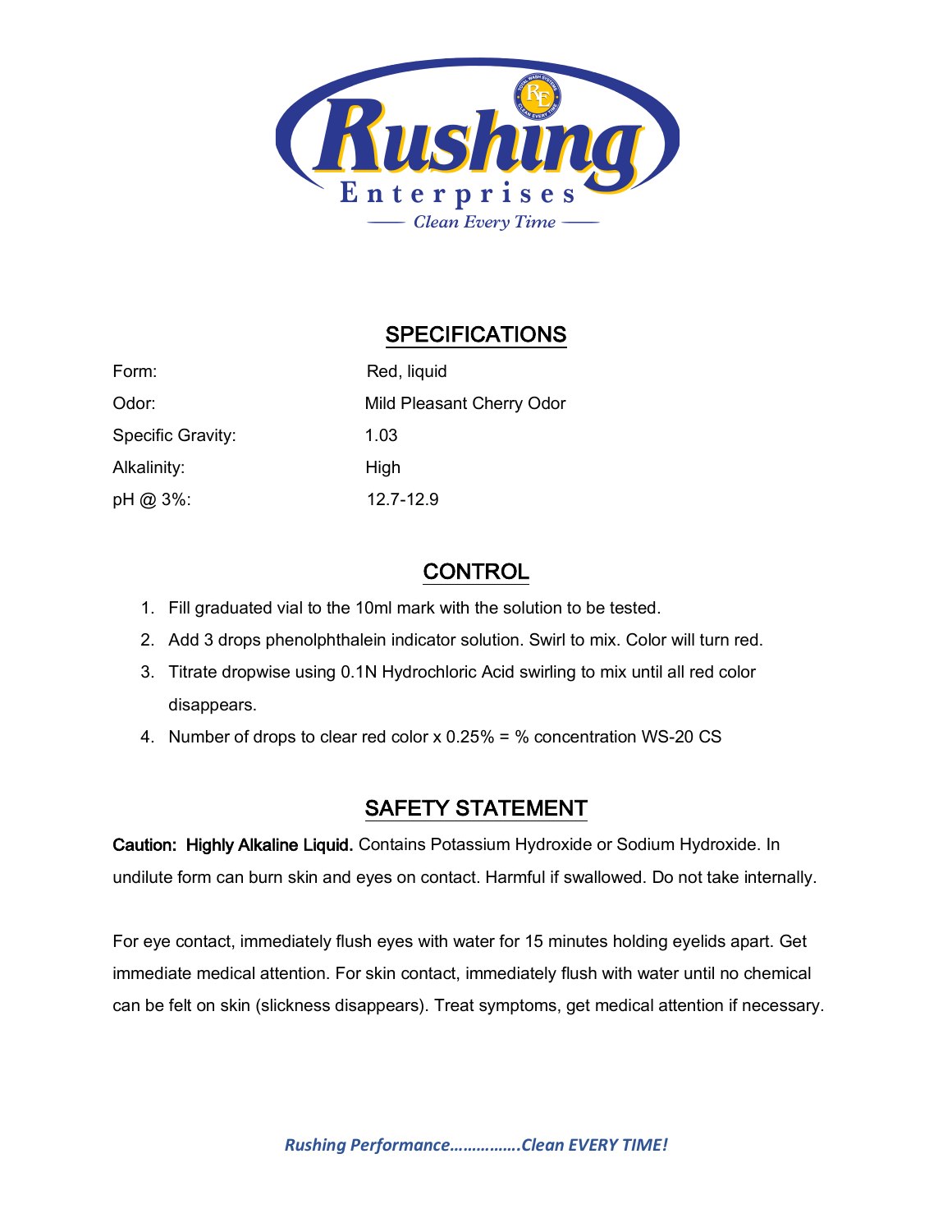## SPECIFICATIONS

| | |
|---|---|
| Form: | Red, liquid |
| Odor: | Mild Pleasant Cherry Odor |
| Specific Gravity: | 1.03 |
| Alkalinity: | High |
| pH @ 3%: | 12.7-12.9 |

## CONTROL

1. Fill graduated vial to the 10ml mark with the solution to be tested.
2. Add 3 drops phenolphthalein indicator solution. Swirl to mix. Color will turn red.
3. Titrate dropwise using 0.1N Hydrochloric Acid swirling to mix until all red color disappears.
4. Number of drops to clear red color x 0.25% = % concentration WS-20 CS

## SAFETY STATEMENT

**Caution: Highly Alkaline Liquid.** Contains Potassium Hydroxide or Sodium Hydroxide. In undilute form can burn skin and eyes on contact. Harmful if swallowed. Do not take internally.

For eye contact, immediately flush eyes with water for 15 minutes holding eyelids apart. Get immediate medical attention. For skin contact, immediately flush with water until no chemical can be felt on skin (slickness disappears). Treat symptoms, get medical attention if necessary.

***Rushing Performance…………….Clean EVERY TIME!***